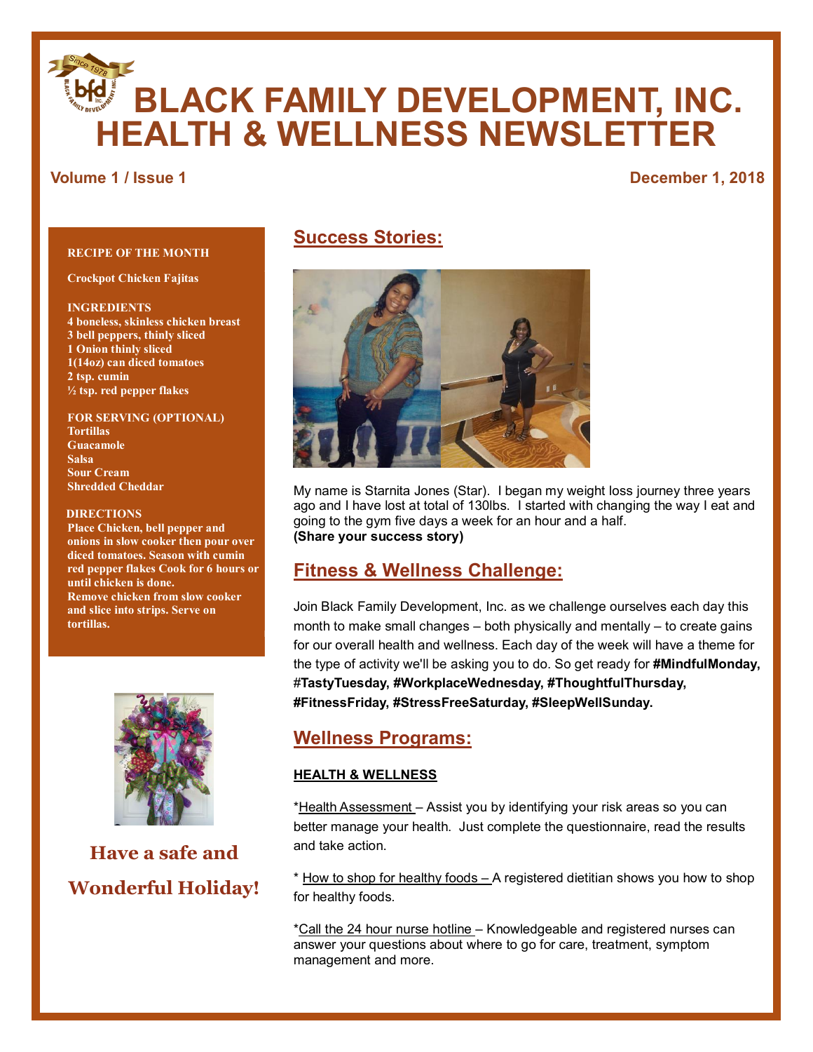# BLACK FAMILY DEVELOPMENT, INC.
# HEALTH & WELLNESS NEWSLETTER

**Volume 1 / Issue 1** **December 1, 2018**

**RECIPE OF THE MONTH**

**Crockpot Chicken Fajitas**

**INGREDIENTS**
**4 boneless, skinless chicken breast**
**3 bell peppers, thinly sliced**
**1 Onion thinly sliced**
**1(14oz) can diced tomatoes**
**2 tsp. cumin**
**½ tsp. red pepper flakes**

**FOR SERVING (OPTIONAL)**
**Tortillas**
**Guacamole**
**Salsa**
**Sour Cream**
**Shredded Cheddar**

**DIRECTIONS**
**Place Chicken, bell pepper and onions in slow cooker then pour over diced tomatoes. Season with cumin red pepper flakes Cook for 6 hours or until chicken is done.**
**Remove chicken from slow cooker and slice into strips. Serve on tortillas.**

**Have a safe and Wonderful Holiday!**

## Success Stories:

My name is Starnita Jones (Star). I began my weight loss journey three years ago and I have lost at total of 130lbs. I started with changing the way I eat and going to the gym five days a week for an hour and a half.
**(Share your success story)**

## Fitness & Wellness Challenge:

Join Black Family Development, Inc. as we challenge ourselves each day this month to make small changes – both physically and mentally – to create gains for our overall health and wellness. Each day of the week will have a theme for the type of activity we'll be asking you to do. So get ready for **#MindfulMonday, #TastyTuesday, #WorkplaceWednesday, #ThoughtfulThursday, #FitnessFriday, #StressFreeSaturday, #SleepWellSunday.**

## Wellness Programs:

### HEALTH & WELLNESS

*Health Assessment – Assist you by identifying your risk areas so you can better manage your health. Just complete the questionnaire, read the results and take action.

* How to shop for healthy foods – A registered dietitian shows you how to shop for healthy foods.

*Call the 24 hour nurse hotline – Knowledgeable and registered nurses can answer your questions about where to go for care, treatment, symptom management and more.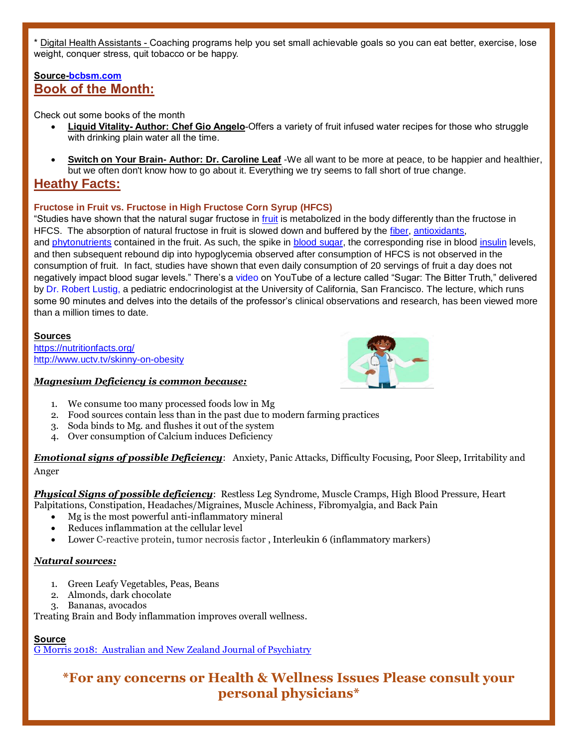* Digital Health Assistants - Coaching programs help you set small achievable goals so you can eat better, exercise, lose weight, conquer stress, quit tobacco or be happy.

**Source-bcbsm.com**

## Book of the Month:

Check out some books of the month

- **Liquid Vitality- Author: Chef Gio Angelo**-Offers a variety of fruit infused water recipes for those who struggle with drinking plain water all the time.
- **Switch on Your Brain- Author: Dr. Caroline Leaf** -We all want to be more at peace, to be happier and healthier, but we often don't know how to go about it. Everything we try seems to fall short of true change.

## Heathy Facts:

**Fructose in Fruit vs. Fructose in High Fructose Corn Syrup (HFCS)**

"Studies have shown that the natural sugar fructose in fruit is metabolized in the body differently than the fructose in HFCS. The absorption of natural fructose in fruit is slowed down and buffered by the fiber, antioxidants, and phytonutrients contained in the fruit. As such, the spike in blood sugar, the corresponding rise in blood insulin levels, and then subsequent rebound dip into hypoglycemia observed after consumption of HFCS is not observed in the consumption of fruit. In fact, studies have shown that even daily consumption of 20 servings of fruit a day does not negatively impact blood sugar levels." There's a video on YouTube of a lecture called "Sugar: The Bitter Truth," delivered by Dr. Robert Lustig, a pediatric endocrinologist at the University of California, San Francisco. The lecture, which runs some 90 minutes and delves into the details of the professor's clinical observations and research, has been viewed more than a million times to date.

**Sources**

https://nutritionfacts.org/
http://www.uctv.tv/skinny-on-obesity

***Magnesium Deficiency is common because:***

1. We consume too many processed foods low in Mg
2. Food sources contain less than in the past due to modern farming practices
3. Soda binds to Mg. and flushes it out of the system
4. Over consumption of Calcium induces Deficiency

***Emotional signs of possible Deficiency***: Anxiety, Panic Attacks, Difficulty Focusing, Poor Sleep, Irritability and Anger

***Physical Signs of possible deficiency***: Restless Leg Syndrome, Muscle Cramps, High Blood Pressure, Heart Palpitations, Constipation, Headaches/Migraines, Muscle Achiness, Fibromyalgia, and Back Pain

- Mg is the most powerful anti-inflammatory mineral
- Reduces inflammation at the cellular level
- Lower C-reactive protein, tumor necrosis factor , Interleukin 6 (inflammatory markers)

***Natural sources:***

1. Green Leafy Vegetables, Peas, Beans
2. Almonds, dark chocolate
3. Bananas, avocados

Treating Brain and Body inflammation improves overall wellness.

**Source**

G Morris 2018: Australian and New Zealand Journal of Psychiatry

**\*For any concerns or Health & Wellness Issues Please consult your personal physicians\***